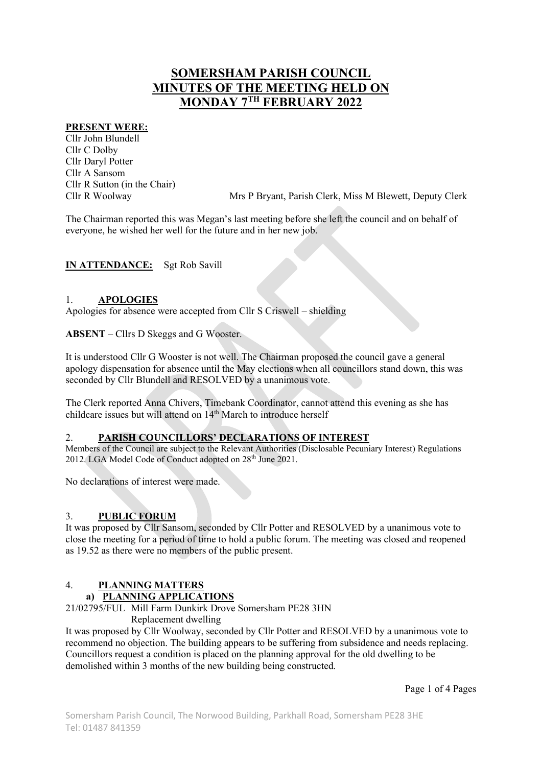# SOMERSHAM PARISH COUNCIL MINUTES OF THE MEETING HELD ON MONDAY 7TH FEBRUARY 2022

**PRESENT WERE:**

Cllr John Blundell
Cllr C Dolby
Cllr Daryl Potter
Cllr A Sansom
Cllr R Sutton (in the Chair)
Cllr R Woolway Mrs P Bryant, Parish Clerk, Miss M Blewett, Deputy Clerk

The Chairman reported this was Megan's last meeting before she left the council and on behalf of everyone, he wished her well for the future and in her new job.

**IN ATTENDANCE:** Sgt Rob Savill

## 1. APOLOGIES

Apologies for absence were accepted from Cllr S Criswell – shielding

**ABSENT** – Cllrs D Skeggs and G Wooster.

It is understood Cllr G Wooster is not well. The Chairman proposed the council gave a general apology dispensation for absence until the May elections when all councillors stand down, this was seconded by Cllr Blundell and RESOLVED by a unanimous vote.

The Clerk reported Anna Chivers, Timebank Coordinator, cannot attend this evening as she has childcare issues but will attend on 14th March to introduce herself

## 2. PARISH COUNCILLORS' DECLARATIONS OF INTEREST

Members of the Council are subject to the Relevant Authorities (Disclosable Pecuniary Interest) Regulations 2012. LGA Model Code of Conduct adopted on 28th June 2021.

No declarations of interest were made.

## 3. PUBLIC FORUM

It was proposed by Cllr Sansom, seconded by Cllr Potter and RESOLVED by a unanimous vote to close the meeting for a period of time to hold a public forum. The meeting was closed and reopened as 19.52 as there were no members of the public present.

## 4. PLANNING MATTERS

### a) PLANNING APPLICATIONS

21/02795/FUL Mill Farm Dunkirk Drove Somersham PE28 3HN
Replacement dwelling

It was proposed by Cllr Woolway, seconded by Cllr Potter and RESOLVED by a unanimous vote to recommend no objection. The building appears to be suffering from subsidence and needs replacing. Councillors request a condition is placed on the planning approval for the old dwelling to be demolished within 3 months of the new building being constructed.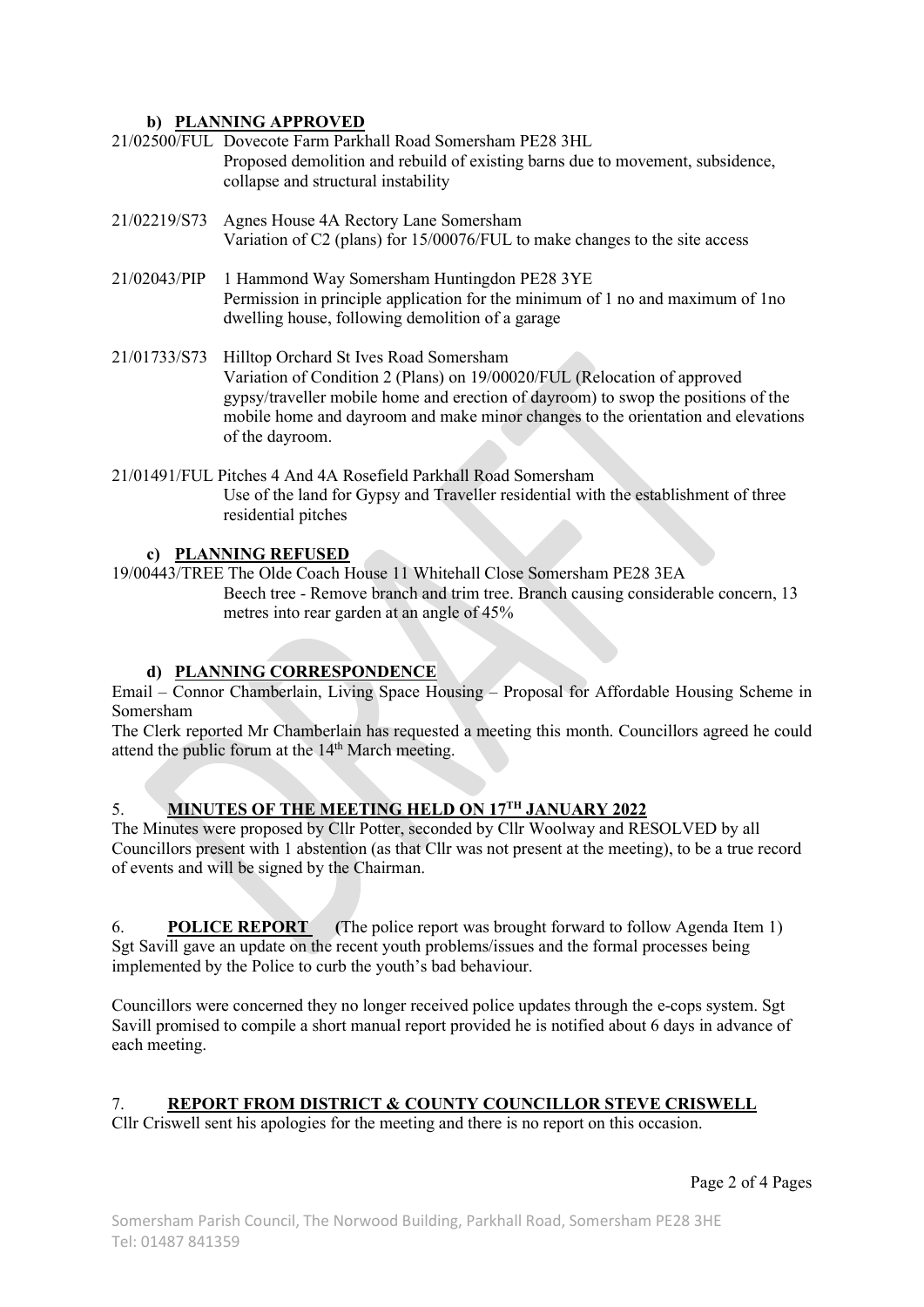#### b) PLANNING APPROVED

21/02500/FUL Dovecote Farm Parkhall Road Somersham PE28 3HL
Proposed demolition and rebuild of existing barns due to movement, subsidence, collapse and structural instability

21/02219/S73 Agnes House 4A Rectory Lane Somersham
Variation of C2 (plans) for 15/00076/FUL to make changes to the site access

21/02043/PIP 1 Hammond Way Somersham Huntingdon PE28 3YE
Permission in principle application for the minimum of 1 no and maximum of 1no dwelling house, following demolition of a garage

21/01733/S73 Hilltop Orchard St Ives Road Somersham
Variation of Condition 2 (Plans) on 19/00020/FUL (Relocation of approved gypsy/traveller mobile home and erection of dayroom) to swop the positions of the mobile home and dayroom and make minor changes to the orientation and elevations of the dayroom.

21/01491/FUL Pitches 4 And 4A Rosefield Parkhall Road Somersham
Use of the land for Gypsy and Traveller residential with the establishment of three residential pitches

#### c) PLANNING REFUSED

19/00443/TREE The Olde Coach House 11 Whitehall Close Somersham PE28 3EA
Beech tree - Remove branch and trim tree. Branch causing considerable concern, 13 metres into rear garden at an angle of 45%

#### d) PLANNING CORRESPONDENCE

Email – Connor Chamberlain, Living Space Housing – Proposal for Affordable Housing Scheme in Somersham

The Clerk reported Mr Chamberlain has requested a meeting this month. Councillors agreed he could attend the public forum at the 14th March meeting.

## 5. MINUTES OF THE MEETING HELD ON 17TH JANUARY 2022

The Minutes were proposed by Cllr Potter, seconded by Cllr Woolway and RESOLVED by all Councillors present with 1 abstention (as that Cllr was not present at the meeting), to be a true record of events and will be signed by the Chairman.

## 6. POLICE REPORT (The police report was brought forward to follow Agenda Item 1)

Sgt Savill gave an update on the recent youth problems/issues and the formal processes being implemented by the Police to curb the youth's bad behaviour.

Councillors were concerned they no longer received police updates through the e-cops system. Sgt Savill promised to compile a short manual report provided he is notified about 6 days in advance of each meeting.

## 7. REPORT FROM DISTRICT & COUNTY COUNCILLOR STEVE CRISWELL

Cllr Criswell sent his apologies for the meeting and there is no report on this occasion.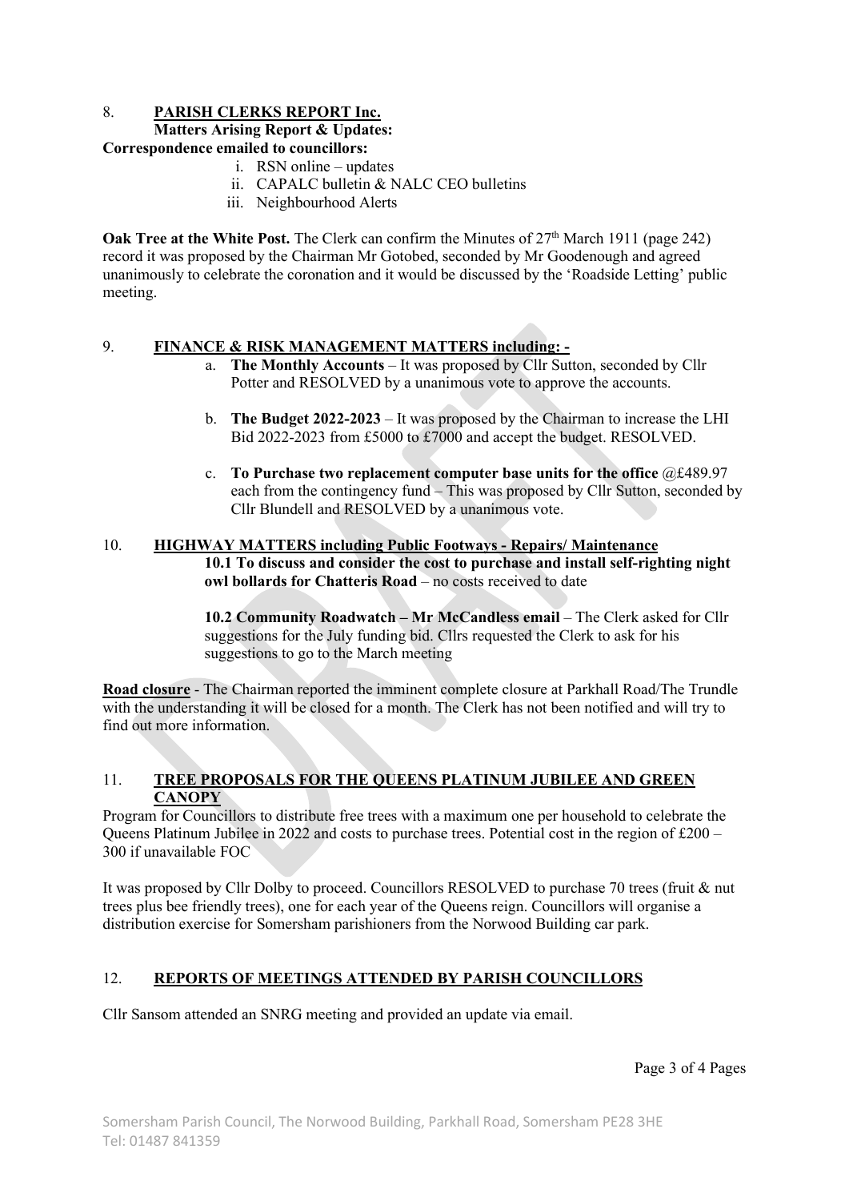## 8. **PARISH CLERKS REPORT Inc.**

**Matters Arising Report & Updates:**

**Correspondence emailed to councillors:**

- i. RSN online – updates
- ii. CAPALC bulletin & NALC CEO bulletins
- iii. Neighbourhood Alerts

**Oak Tree at the White Post.** The Clerk can confirm the Minutes of 27th March 1911 (page 242) record it was proposed by the Chairman Mr Gotobed, seconded by Mr Goodenough and agreed unanimously to celebrate the coronation and it would be discussed by the 'Roadside Letting' public meeting.

## 9. **FINANCE & RISK MANAGEMENT MATTERS including: -**

a. **The Monthly Accounts** – It was proposed by Cllr Sutton, seconded by Cllr Potter and RESOLVED by a unanimous vote to approve the accounts.

b. **The Budget 2022-2023** – It was proposed by the Chairman to increase the LHI Bid 2022-2023 from £5000 to £7000 and accept the budget. RESOLVED.

c. **To Purchase two replacement computer base units for the office** @£489.97 each from the contingency fund – This was proposed by Cllr Sutton, seconded by Cllr Blundell and RESOLVED by a unanimous vote.

## 10. **HIGHWAY MATTERS including Public Footways - Repairs/ Maintenance**

**10.1 To discuss and consider the cost to purchase and install self-righting night owl bollards for Chatteris Road** – no costs received to date

**10.2 Community Roadwatch – Mr McCandless email** – The Clerk asked for Cllr suggestions for the July funding bid. Cllrs requested the Clerk to ask for his suggestions to go to the March meeting

**Road closure** - The Chairman reported the imminent complete closure at Parkhall Road/The Trundle with the understanding it will be closed for a month. The Clerk has not been notified and will try to find out more information.

## 11. **TREE PROPOSALS FOR THE QUEENS PLATINUM JUBILEE AND GREEN CANOPY**

Program for Councillors to distribute free trees with a maximum one per household to celebrate the Queens Platinum Jubilee in 2022 and costs to purchase trees. Potential cost in the region of £200 – 300 if unavailable FOC

It was proposed by Cllr Dolby to proceed. Councillors RESOLVED to purchase 70 trees (fruit & nut trees plus bee friendly trees), one for each year of the Queens reign. Councillors will organise a distribution exercise for Somersham parishioners from the Norwood Building car park.

## 12. **REPORTS OF MEETINGS ATTENDED BY PARISH COUNCILLORS**

Cllr Sansom attended an SNRG meeting and provided an update via email.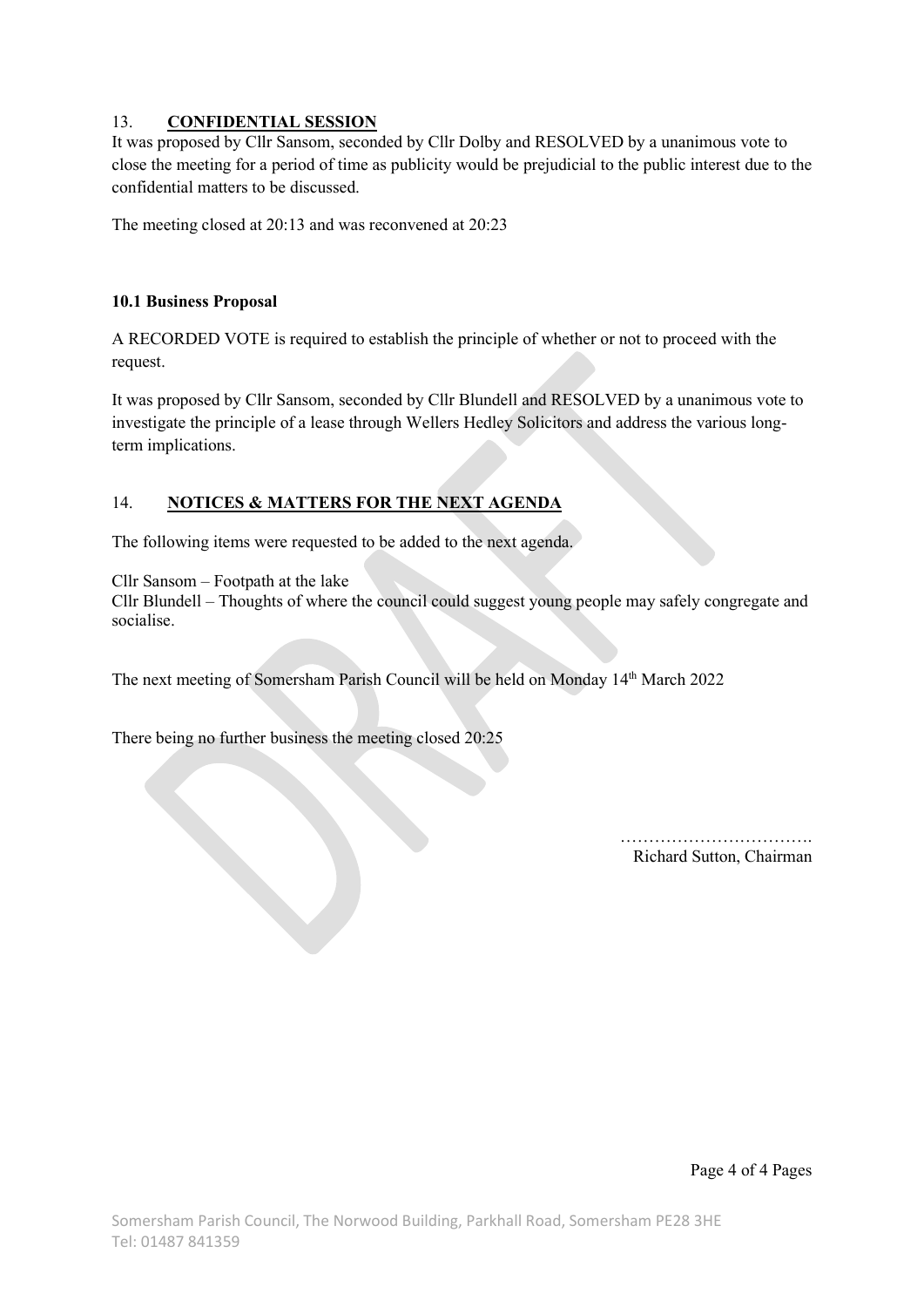13. **CONFIDENTIAL SESSION**

It was proposed by Cllr Sansom, seconded by Cllr Dolby and RESOLVED by a unanimous vote to close the meeting for a period of time as publicity would be prejudicial to the public interest due to the confidential matters to be discussed.

The meeting closed at 20:13 and was reconvened at 20:23

**10.1 Business Proposal**

A RECORDED VOTE is required to establish the principle of whether or not to proceed with the request.

It was proposed by Cllr Sansom, seconded by Cllr Blundell and RESOLVED by a unanimous vote to investigate the principle of a lease through Wellers Hedley Solicitors and address the various long-term implications.

14. **NOTICES & MATTERS FOR THE NEXT AGENDA**

The following items were requested to be added to the next agenda.

Cllr Sansom – Footpath at the lake
Cllr Blundell – Thoughts of where the council could suggest young people may safely congregate and socialise.

The next meeting of Somersham Parish Council will be held on Monday 14th March 2022

There being no further business the meeting closed 20:25

…………………………….
Richard Sutton, Chairman

Somersham Parish Council, The Norwood Building, Parkhall Road, Somersham PE28 3HE
Tel: 01487 841359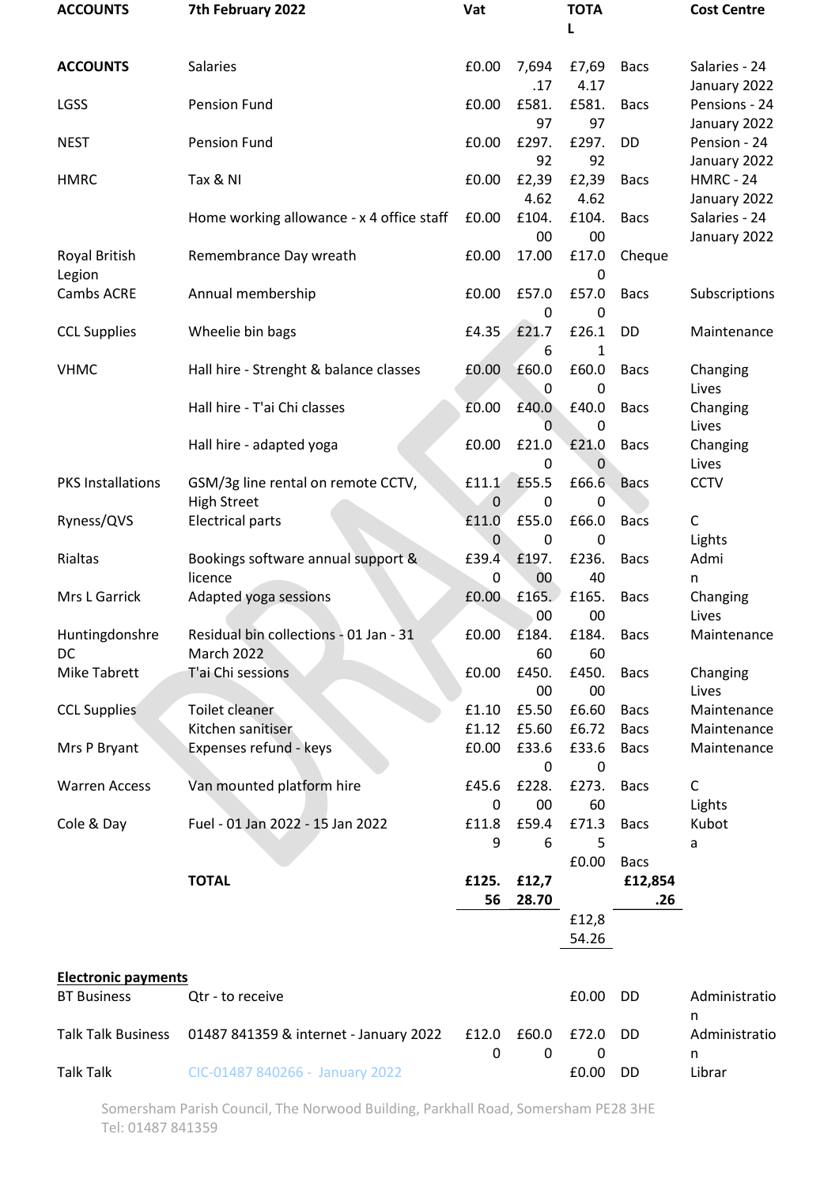| ACCOUNTS | 7th February 2022 | Vat | | TOTAL | | Cost Centre |
|---|---|---|---|---|---|---|
| **ACCOUNTS** | Salaries | £0.00 | 7,694.17 | £7,694.17 | Bacs | Salaries - 24 January 2022 |
| LGSS | Pension Fund | £0.00 | £581.97 | £581.97 | Bacs | Pensions - 24 January 2022 |
| NEST | Pension Fund | £0.00 | £297.92 | £297.92 | DD | Pension - 24 January 2022 |
| HMRC | Tax & NI | £0.00 | £2,394.62 | £2,394.62 | Bacs | HMRC - 24 January 2022 |
| | Home working allowance - x 4 office staff | £0.00 | £104.00 | £104.00 | Bacs | Salaries - 24 January 2022 |
| Royal British Legion | Remembrance Day wreath | £0.00 | 17.00 | £17.00 | Cheque | |
| Cambs ACRE | Annual membership | £0.00 | £57.00 | £57.00 | Bacs | Subscriptions |
| CCL Supplies | Wheelie bin bags | £4.35 | £21.76 | £26.11 | DD | Maintenance |
| VHMC | Hall hire - Strenght & balance classes | £0.00 | £60.00 | £60.00 | Bacs | Changing Lives |
| | Hall hire - T'ai Chi classes | £0.00 | £40.00 | £40.00 | Bacs | Changing Lives |
| | Hall hire - adapted yoga | £0.00 | £21.00 | £21.00 | Bacs | Changing Lives |
| PKS Installations | GSM/3g line rental on remote CCTV, High Street | £11.10 | £55.50 | £66.60 | Bacs | CCTV |
| Ryness/QVS | Electrical parts | £11.00 | £55.00 | £66.00 | Bacs | C Lights |
| Rialtas | Bookings software annual support & licence | £39.40 | £197.00 | £236.40 | Bacs | Admin |
| Mrs L Garrick | Adapted yoga sessions | £0.00 | £165.00 | £165.00 | Bacs | Changing Lives |
| Huntingdonshre DC | Residual bin collections - 01 Jan - 31 March 2022 | £0.00 | £184.60 | £184.60 | Bacs | Maintenance |
| Mike Tabrett | T'ai Chi sessions | £0.00 | £450.00 | £450.00 | Bacs | Changing Lives |
| CCL Supplies | Toilet cleaner | £1.10 | £5.50 | £6.60 | Bacs | Maintenance |
| | Kitchen sanitiser | £1.12 | £5.60 | £6.72 | Bacs | Maintenance |
| Mrs P Bryant | Expenses refund - keys | £0.00 | £33.60 | £33.60 | Bacs | Maintenance |
| Warren Access | Van mounted platform hire | £45.60 | £228.00 | £273.60 | Bacs | C Lights |
| Cole & Day | Fuel - 01 Jan 2022 - 15 Jan 2022 | £11.89 | £59.46 | £71.35 | Bacs | Kubota |
| | | | | £0.00 | Bacs | |
| | **TOTAL** | **£125.56** | **£12,728.70** | | **£12,854.26** | |
| | | | | £12,854.26 | | |

**Electronic payments**

| | | | | | | |
|---|---|---|---|---|---|---|
| BT Business | Qtr - to receive | | | £0.00 | DD | Administration |
| Talk Talk Business | 01487 841359 & internet - January 2022 | £12.00 | £60.00 | £72.00 | DD | Administration |
| Talk Talk | CIC-01487 840266 - January 2022 | | | £0.00 | DD | Librar |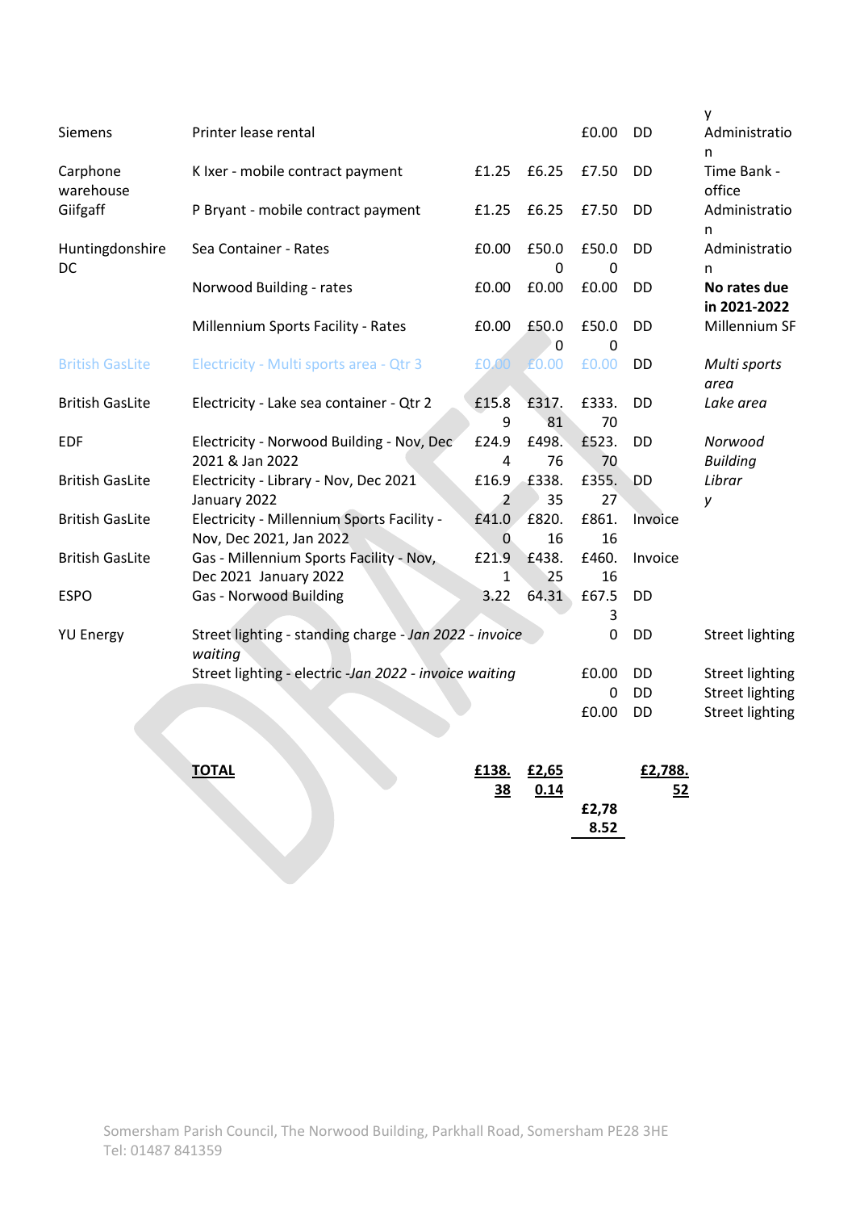| | | | | | | |
|---|---|---|---|---|---|---|
| Siemens | Printer lease rental | | | £0.00 | DD | Administration |
| Carphone warehouse | K Ixer - mobile contract payment | £1.25 | £6.25 | £7.50 | DD | Time Bank - office |
| Giifgaff | P Bryant - mobile contract payment | £1.25 | £6.25 | £7.50 | DD | Administration |
| Huntingdonshire DC | Sea Container - Rates | £0.00 | £50.00 | £50.00 | DD | Administration |
| | Norwood Building - rates | £0.00 | £0.00 | £0.00 | DD | **No rates due in 2021-2022** |
| | Millennium Sports Facility - Rates | £0.00 | £50.00 | £50.00 | DD | Millennium SF |
| British GasLite | Electricity - Multi sports area - Qtr 3 | £0.00 | £0.00 | £0.00 | DD | *Multi sports area* |
| British GasLite | Electricity - Lake sea container - Qtr 2 | £15.89 | £317.81 | £333.70 | DD | *Lake area* |
| EDF | Electricity - Norwood Building - Nov, Dec 2021 & Jan 2022 | £24.94 | £498.76 | £523.70 | DD | *Norwood Building* |
| British GasLite | Electricity - Library - Nov, Dec 2021 January 2022 | £16.92 | £338.35 | £355.27 | DD | *Library* |
| British GasLite | Electricity - Millennium Sports Facility - Nov, Dec 2021, Jan 2022 | £41.00 | £820.16 | £861.16 | Invoice | |
| British GasLite | Gas - Millennium Sports Facility - Nov, Dec 2021 January 2022 | £21.91 | £438.25 | £460.16 | Invoice | |
| ESPO | Gas - Norwood Building | 3.22 | 64.31 | £67.53 | DD | |
| YU Energy | Street lighting - standing charge - *Jan 2022 - invoice waiting* | | | 0 | DD | Street lighting |
| | Street lighting - electric -*Jan 2022 - invoice waiting* | | | £0.00 | DD | Street lighting |
| | | | | 0 | DD | Street lighting |
| | | | | £0.00 | DD | Street lighting |
| | **TOTAL** | **£138.38** | **£2,650.14** | **£2,788.52** | **£2,788.52** | |